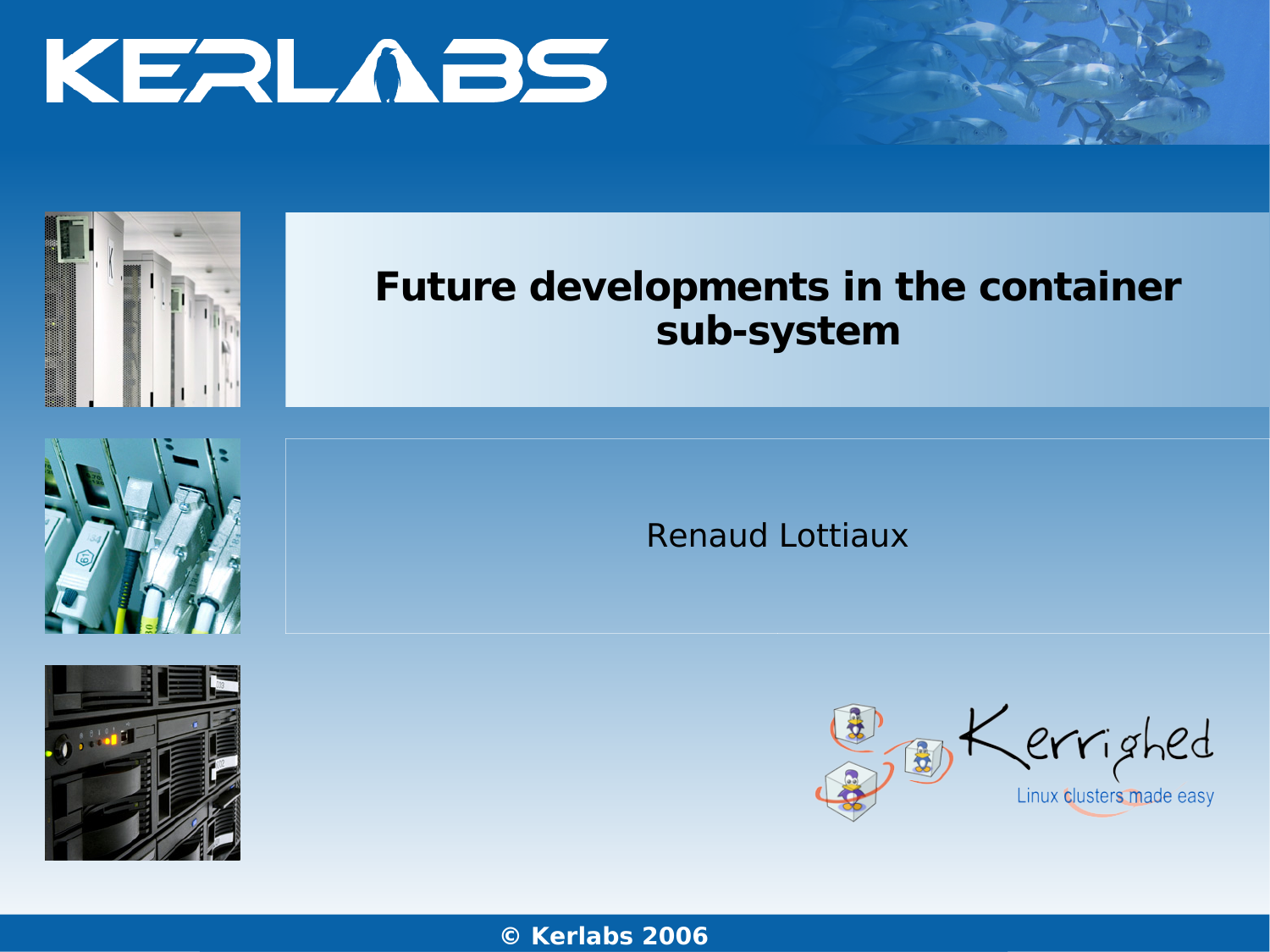# Future developments in the container sub-system

Renaud Lottiaux

Kerrighed

Linux clusters made easy

© Kerlabs 2006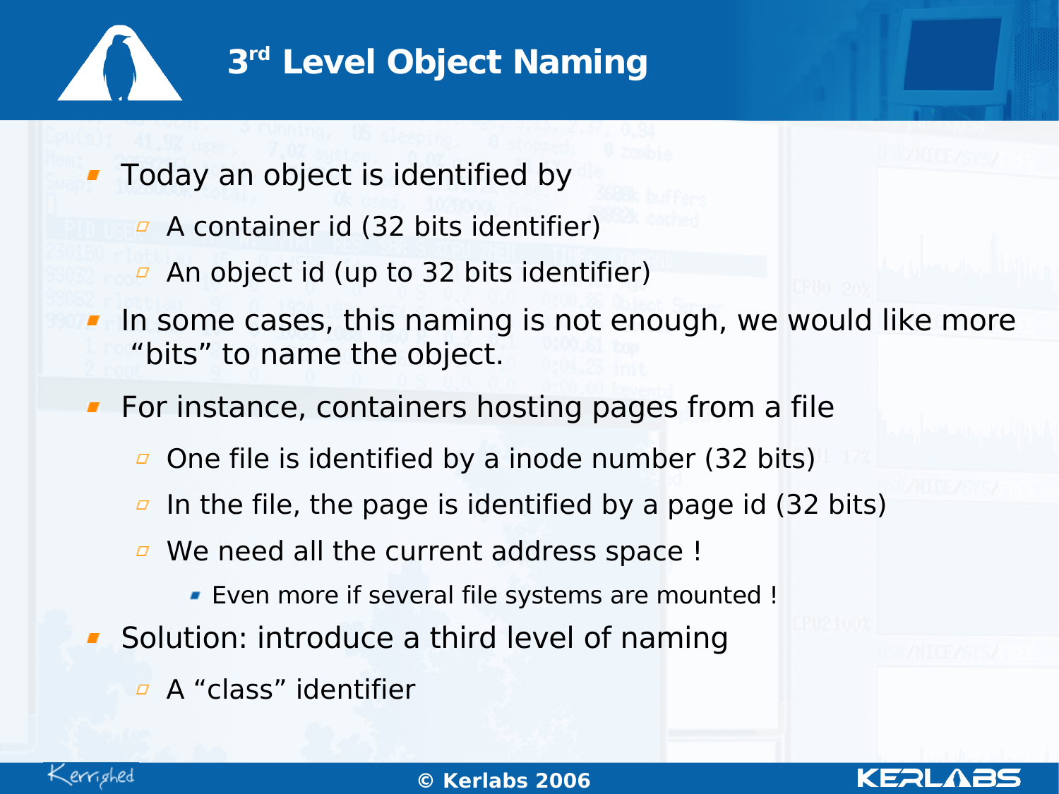# 3rd Level Object Naming

- Today an object is identified by
  - A container id (32 bits identifier)
  - An object id (up to 32 bits identifier)
- In some cases, this naming is not enough, we would like more “bits” to name the object.
- For instance, containers hosting pages from a file
  - One file is identified by a inode number (32 bits)
  - In the file, the page is identified by a page id (32 bits)
  - We need all the current address space !
    - Even more if several file systems are mounted !
- Solution: introduce a third level of naming
  - A “class” identifier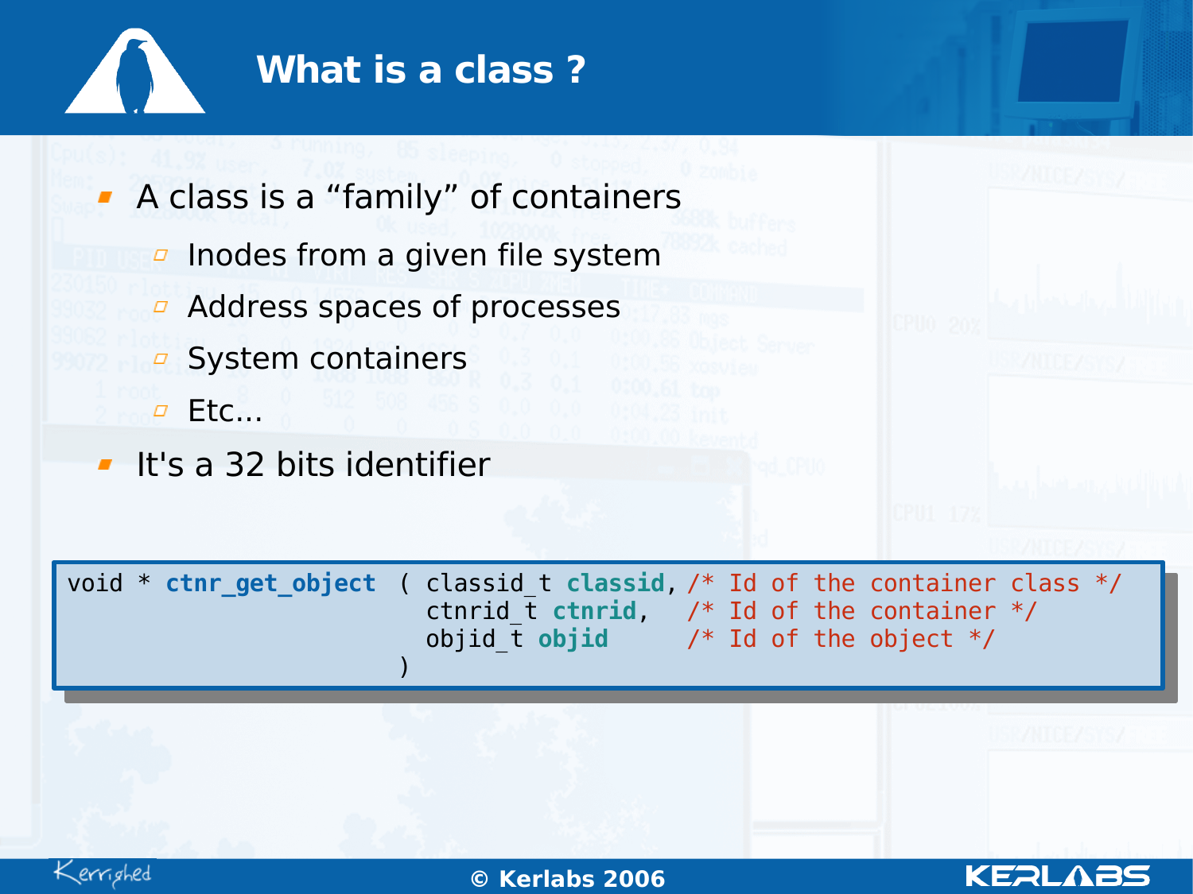# What is a class ?

- A class is a “family” of containers
  - Inodes from a given file system
  - Address spaces of processes
  - System containers
  - Etc...
- It's a 32 bits identifier

```
void * ctnr_get_object  ( classid_t classid, /* Id of the container class */
                          ctnrid_t ctnrid,   /* Id of the container */
                          objid_t objid      /* Id of the object */
                        )
```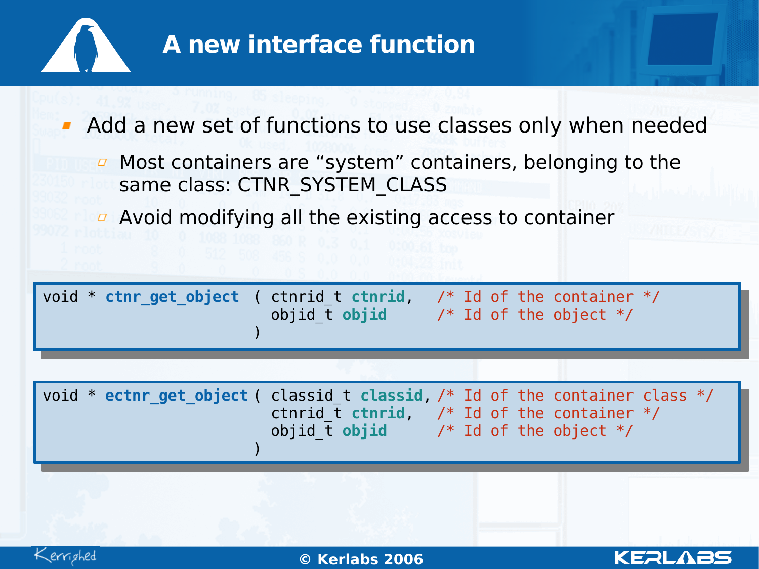# A new interface function

- Add a new set of functions to use classes only when needed
  - Most containers are "system" containers, belonging to the same class: CTNR_SYSTEM_CLASS
  - Avoid modifying all the existing access to container

```
void * ctnr_get_object  ( ctnrid_t ctnrid,   /* Id of the container */
                          objid_t objid      /* Id of the object */
                        )
```

```
void * ectnr_get_object ( classid_t classid, /* Id of the container class */
                          ctnrid_t ctnrid,   /* Id of the container */
                          objid_t objid      /* Id of the object */
                        )
```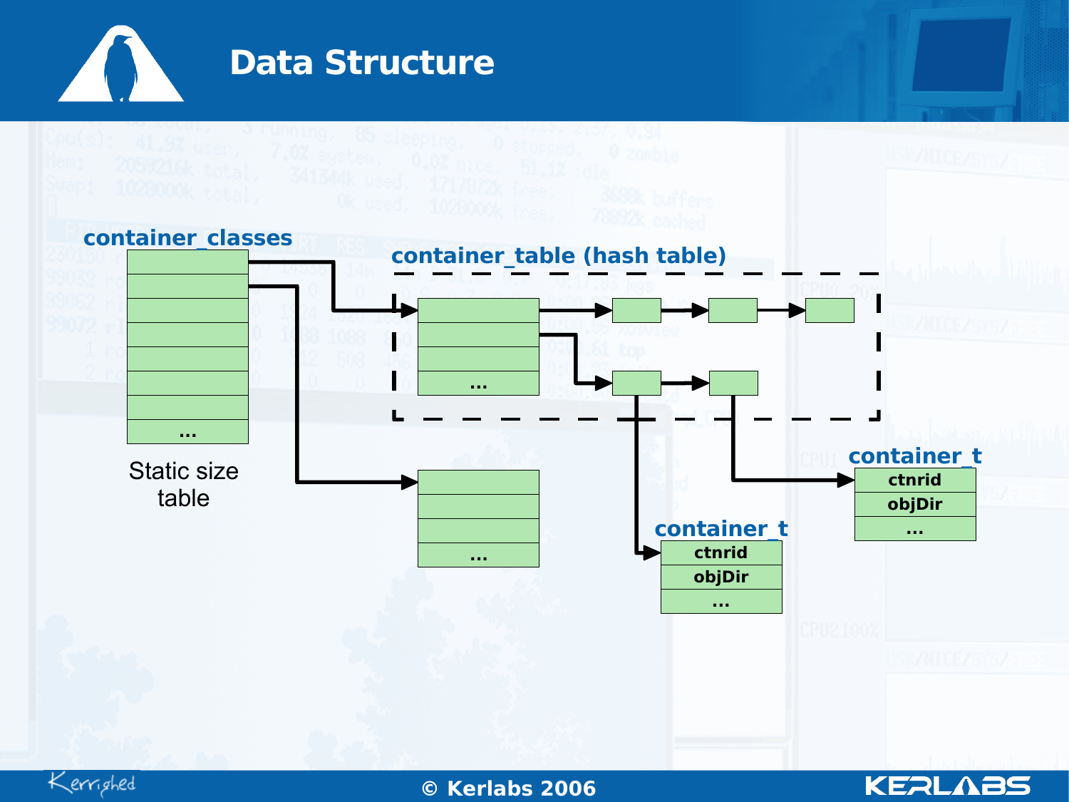# Data Structure

container_classes

...

Static size table

container_table (hash table)

...

...

container_t

ctnrid

objDir

...

container_t

ctnrid

objDir

...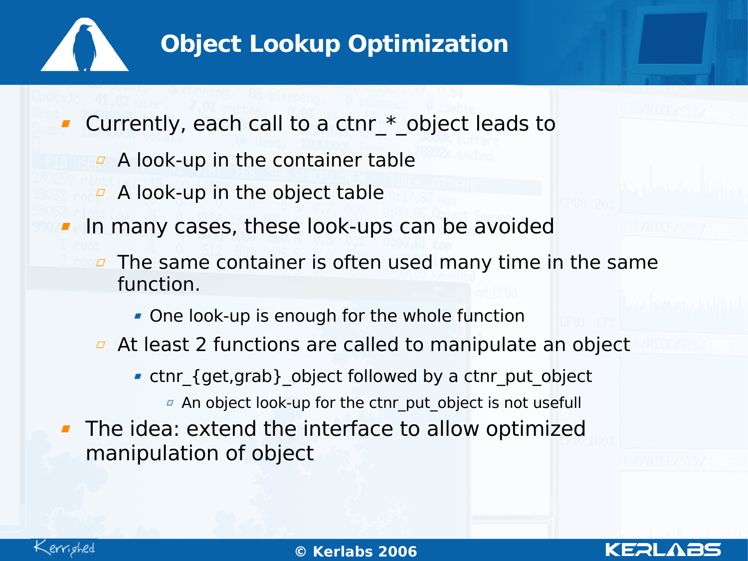# Object Lookup Optimization

- Currently, each call to a ctnr_*_object leads to
  - A look-up in the container table
  - A look-up in the object table
- In many cases, these look-ups can be avoided
  - The same container is often used many time in the same function.
    - One look-up is enough for the whole function
  - At least 2 functions are called to manipulate an object
    - ctnr_{get,grab}_object followed by a ctnr_put_object
      - An object look-up for the ctnr_put_object is not usefull
- The idea: extend the interface to allow optimized manipulation of object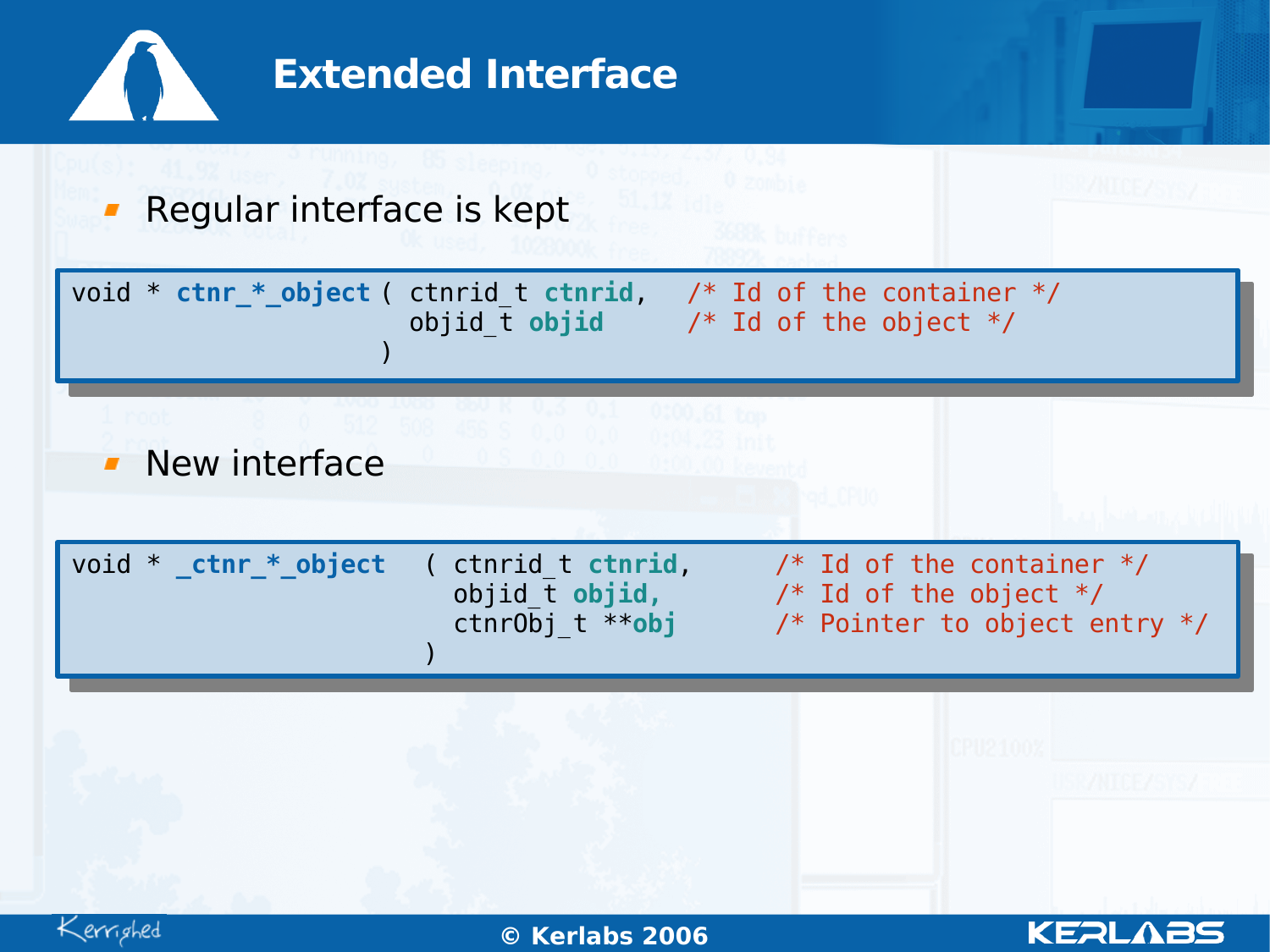# Extended Interface

- Regular interface is kept

```
void * ctnr_*_object ( ctnrid_t ctnrid,   /* Id of the container */
                       objid_t objid      /* Id of the object */
                     )
```

- New interface

```
void * _ctnr_*_object  ( ctnrid_t ctnrid,      /* Id of the container */
                         objid_t objid,        /* Id of the object */
                         ctnrObj_t **obj       /* Pointer to object entry */
                       )
```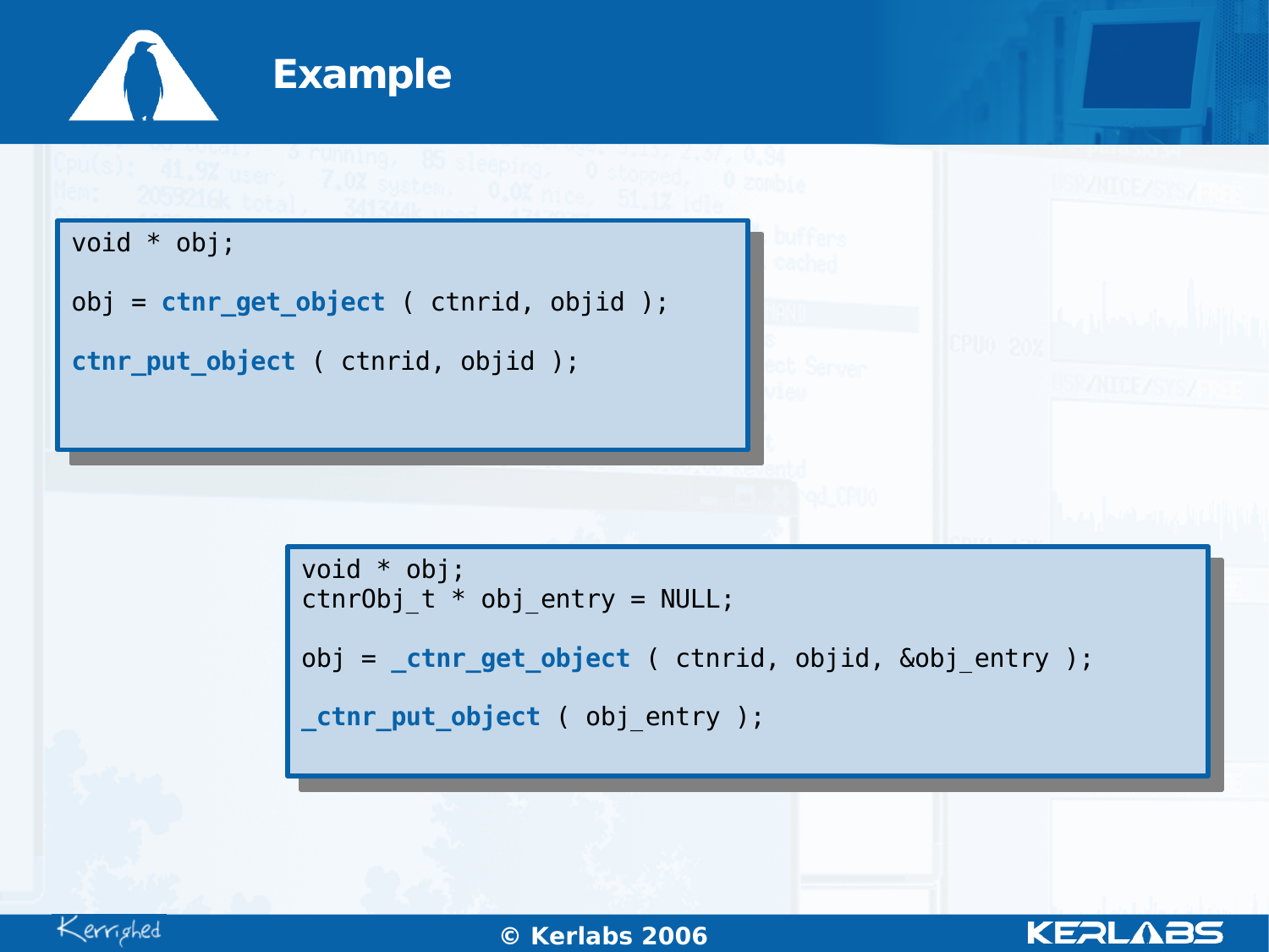# Example

```
void * obj;

obj = ctnr_get_object ( ctnrid, objid );

ctnr_put_object ( ctnrid, objid );
```

```
void * obj;
ctnrObj_t * obj_entry = NULL;

obj = _ctnr_get_object ( ctnrid, objid, &obj_entry );

_ctnr_put_object ( obj_entry );
```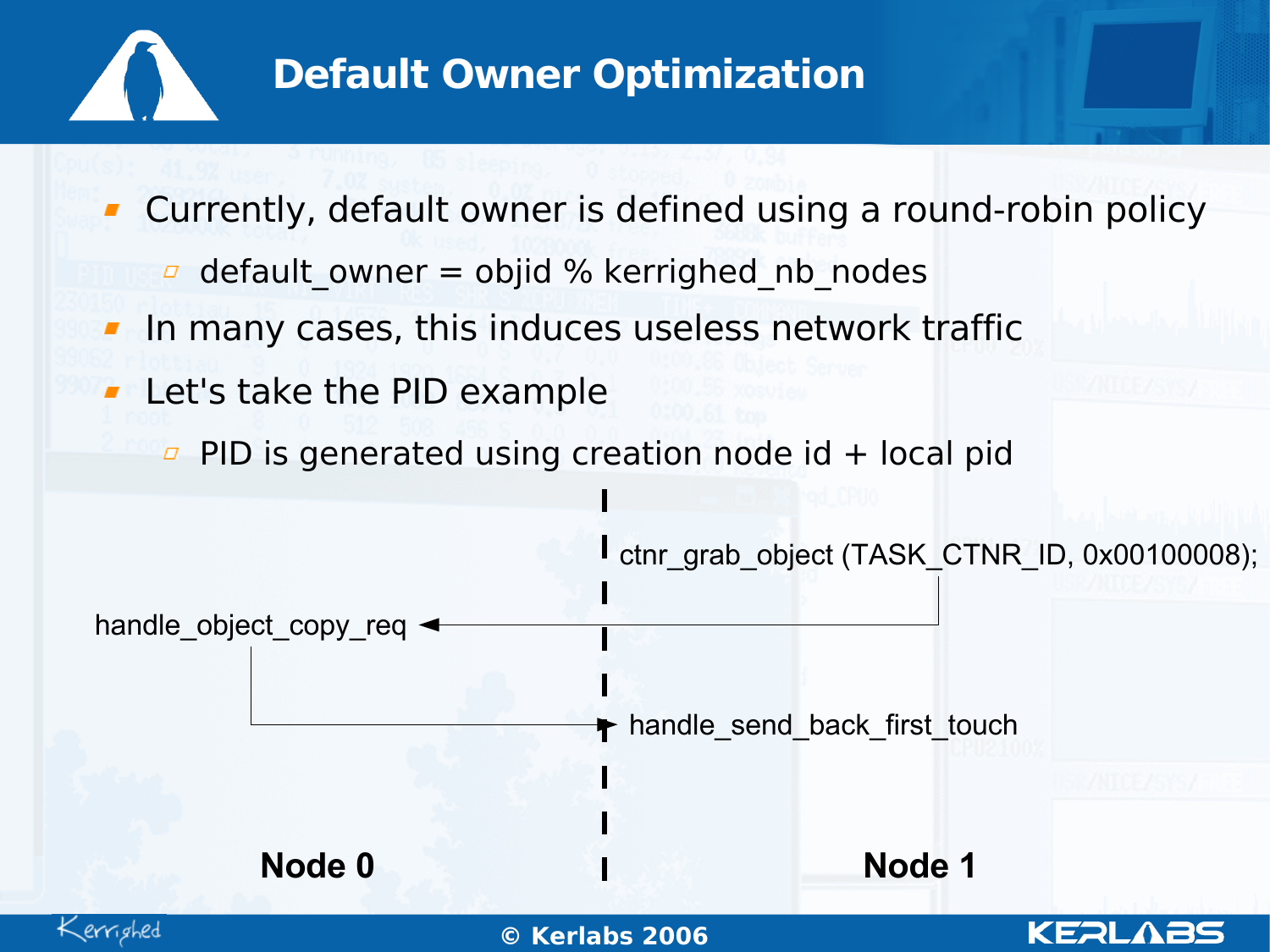# Default Owner Optimization

- Currently, default owner is defined using a round-robin policy
  - default_owner = objid % kerrighed_nb_nodes
- In many cases, this induces useless network traffic
- Let's take the PID example
  - PID is generated using creation node id + local pid

ctnr_grab_object (TASK_CTNR_ID, 0x00100008);

handle_object_copy_req

handle_send_back_first_touch

**Node 0** **Node 1**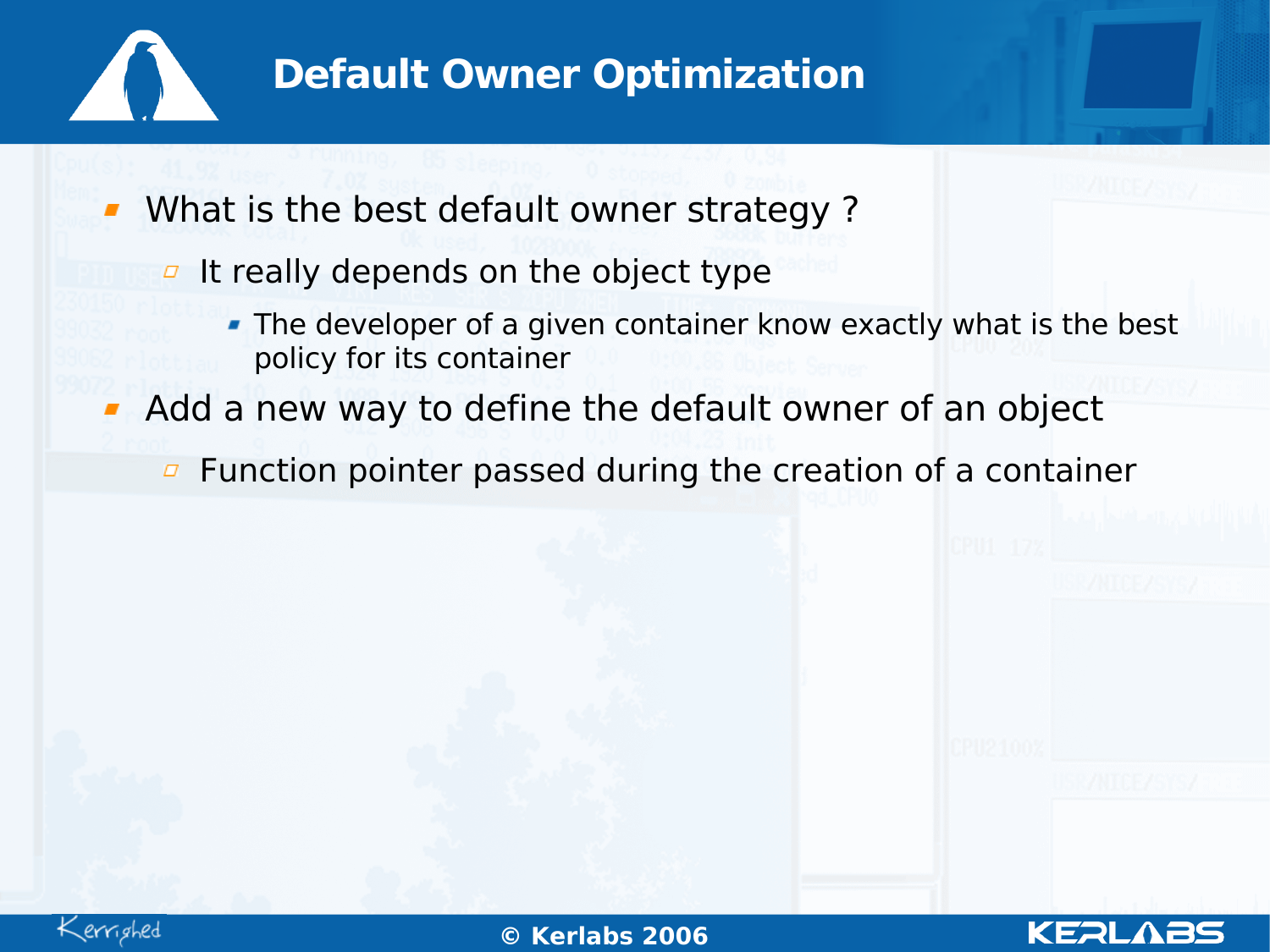# Default Owner Optimization

- What is the best default owner strategy ?
  - It really depends on the object type
    - The developer of a given container know exactly what is the best policy for its container
- Add a new way to define the default owner of an object
  - Function pointer passed during the creation of a container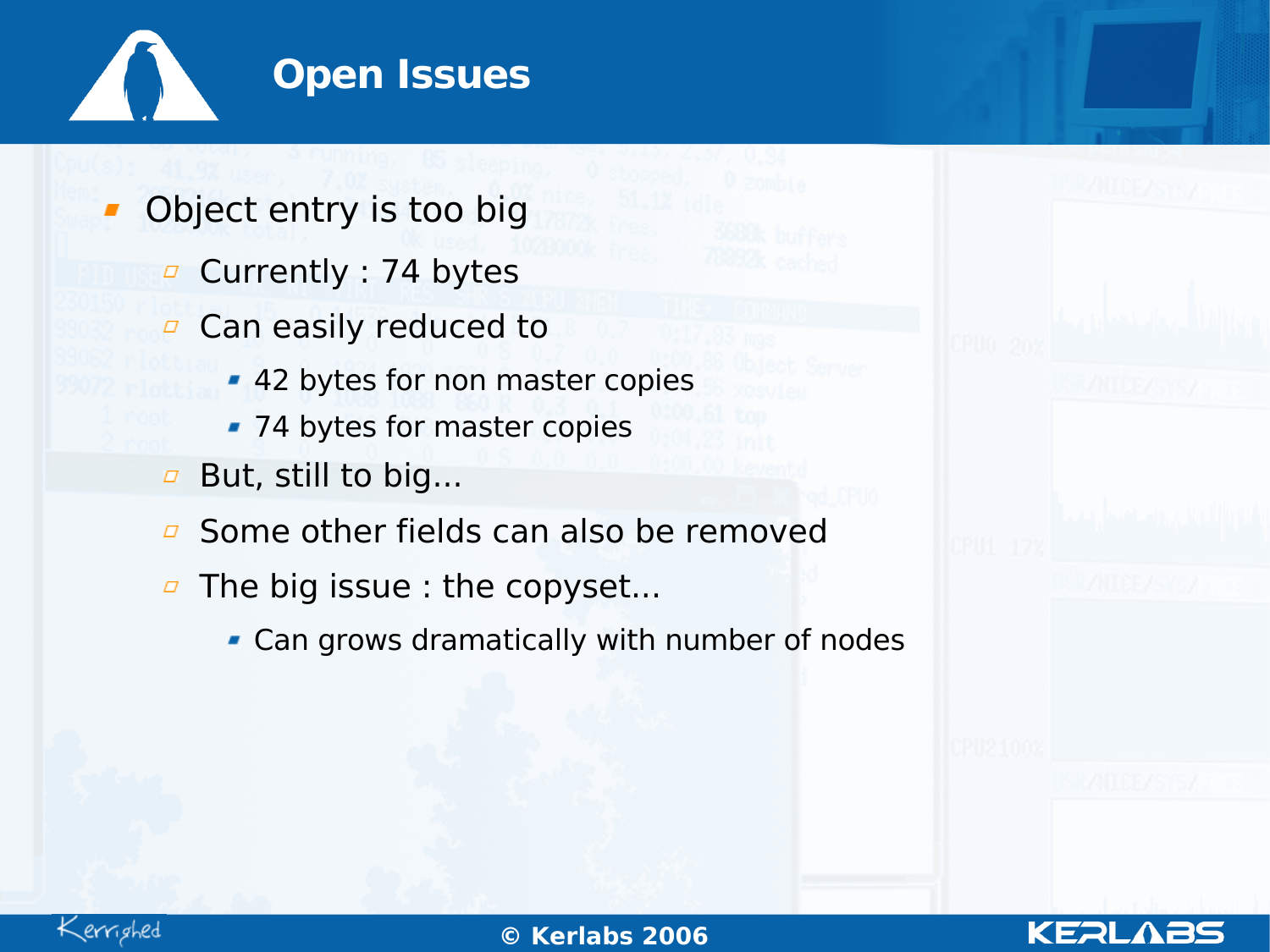# Open Issues

- Object entry is too big
  - Currently : 74 bytes
  - Can easily reduced to
    - 42 bytes for non master copies
    - 74 bytes for master copies
  - But, still to big...
  - Some other fields can also be removed
  - The big issue : the copyset...
    - Can grows dramatically with number of nodes